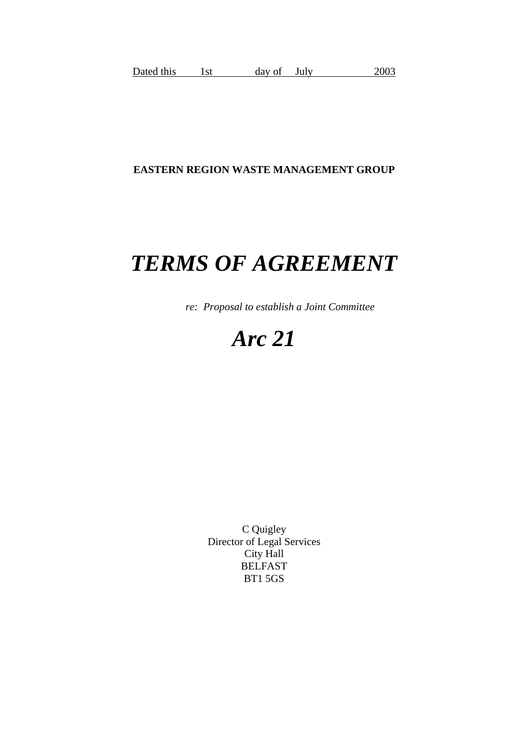Dated this 1st day of July 2003

**EASTERN REGION WASTE MANAGEMENT GROUP**

# ***TERMS OF AGREEMENT***

*re: Proposal to establish a Joint Committee*

# ***Arc 21***

C Quigley
Director of Legal Services
City Hall
BELFAST
BT1 5GS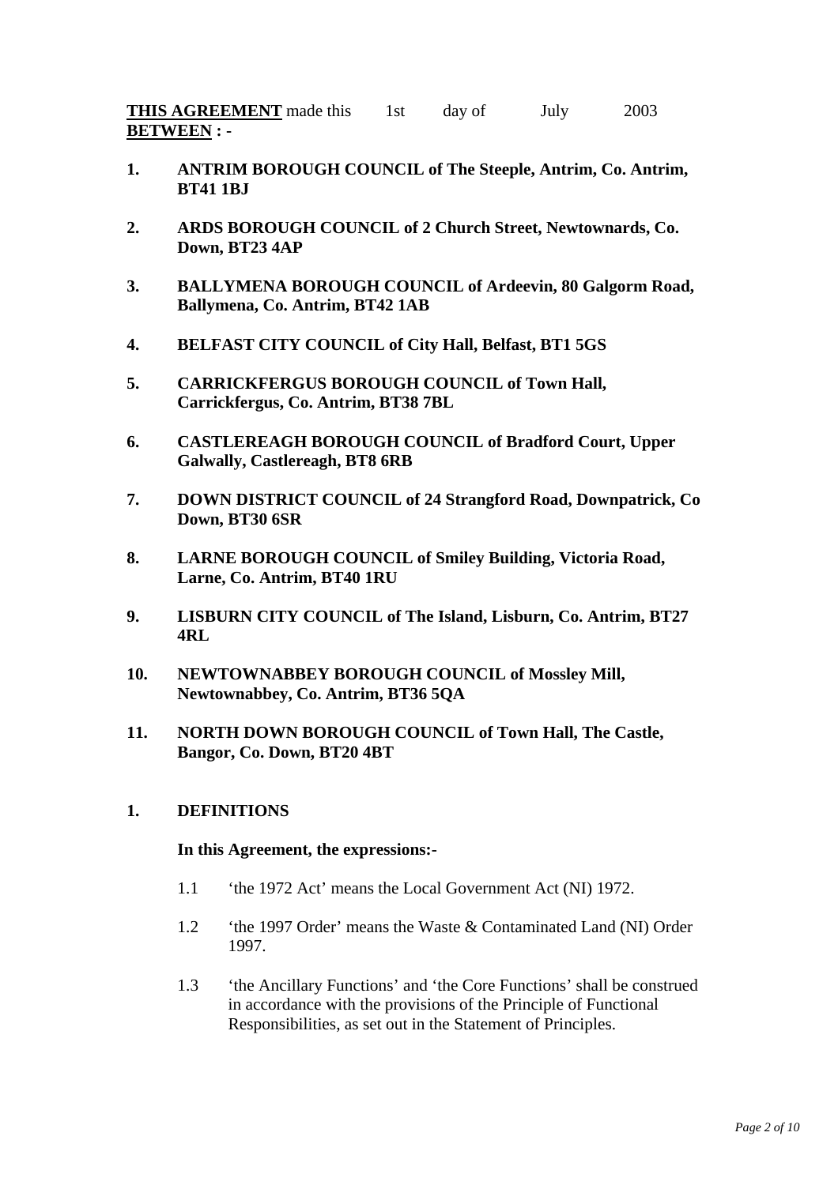**THIS AGREEMENT** made this 1st day of July 2003
**BETWEEN : -**

1. **ANTRIM BOROUGH COUNCIL of The Steeple, Antrim, Co. Antrim, BT41 1BJ**

2. **ARDS BOROUGH COUNCIL of 2 Church Street, Newtownards, Co. Down, BT23 4AP**

3. **BALLYMENA BOROUGH COUNCIL of Ardeevin, 80 Galgorm Road, Ballymena, Co. Antrim, BT42 1AB**

4. **BELFAST CITY COUNCIL of City Hall, Belfast, BT1 5GS**

5. **CARRICKFERGUS BOROUGH COUNCIL of Town Hall, Carrickfergus, Co. Antrim, BT38 7BL**

6. **CASTLEREAGH BOROUGH COUNCIL of Bradford Court, Upper Galwally, Castlereagh, BT8 6RB**

7. **DOWN DISTRICT COUNCIL of 24 Strangford Road, Downpatrick, Co Down, BT30 6SR**

8. **LARNE BOROUGH COUNCIL of Smiley Building, Victoria Road, Larne, Co. Antrim, BT40 1RU**

9. **LISBURN CITY COUNCIL of The Island, Lisburn, Co. Antrim, BT27 4RL**

10. **NEWTOWNABBEY BOROUGH COUNCIL of Mossley Mill, Newtownabbey, Co. Antrim, BT36 5QA**

11. **NORTH DOWN BOROUGH COUNCIL of Town Hall, The Castle, Bangor, Co. Down, BT20 4BT**

## 1. DEFINITIONS

**In this Agreement, the expressions:-**

1.1 'the 1972 Act' means the Local Government Act (NI) 1972.

1.2 'the 1997 Order' means the Waste & Contaminated Land (NI) Order 1997.

1.3 'the Ancillary Functions' and 'the Core Functions' shall be construed in accordance with the provisions of the Principle of Functional Responsibilities, as set out in the Statement of Principles.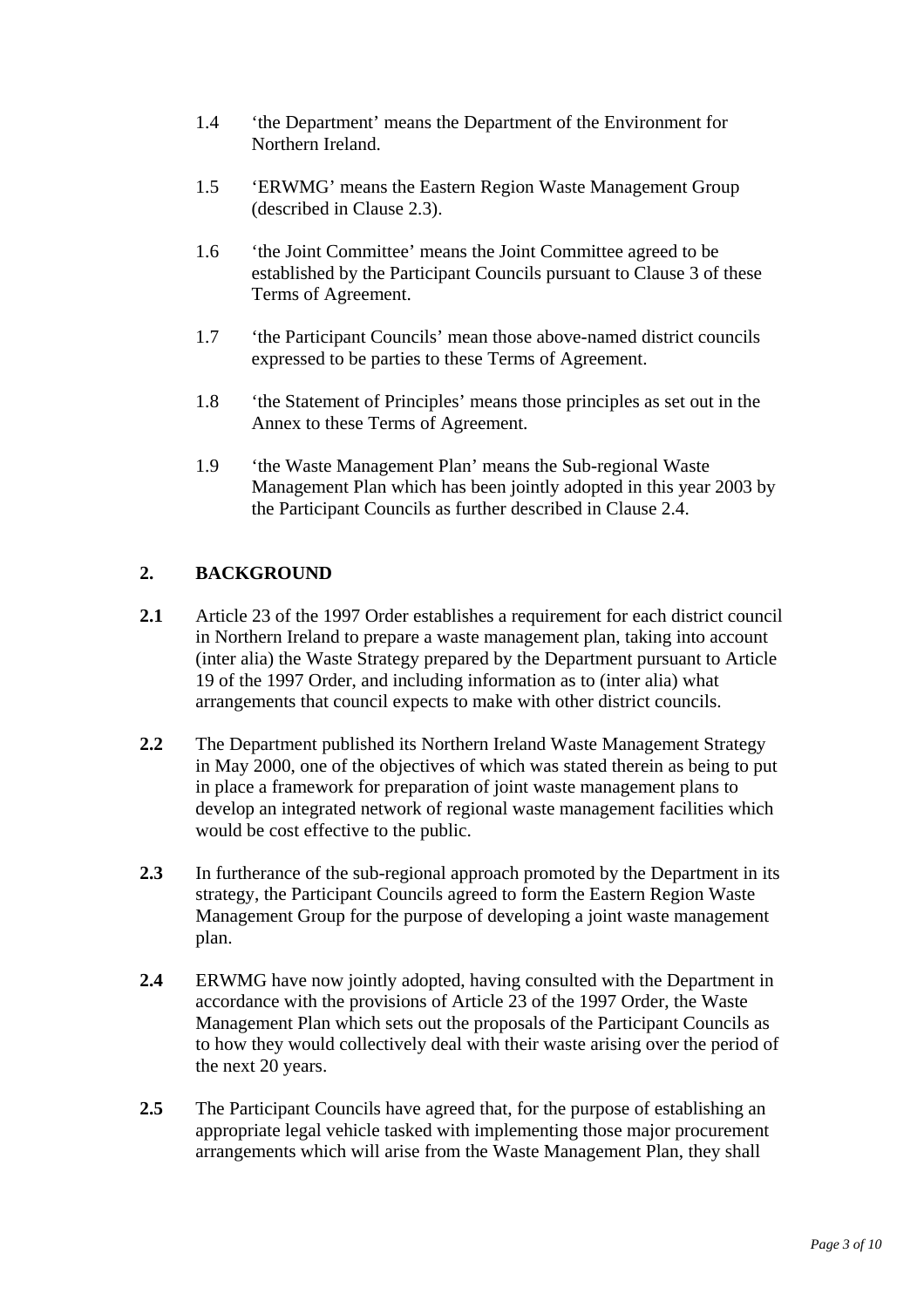1.4 'the Department' means the Department of the Environment for Northern Ireland.

1.5 'ERWMG' means the Eastern Region Waste Management Group (described in Clause 2.3).

1.6 'the Joint Committee' means the Joint Committee agreed to be established by the Participant Councils pursuant to Clause 3 of these Terms of Agreement.

1.7 'the Participant Councils' mean those above-named district councils expressed to be parties to these Terms of Agreement.

1.8 'the Statement of Principles' means those principles as set out in the Annex to these Terms of Agreement.

1.9 'the Waste Management Plan' means the Sub-regional Waste Management Plan which has been jointly adopted in this year 2003 by the Participant Councils as further described in Clause 2.4.

## 2. BACKGROUND

**2.1** Article 23 of the 1997 Order establishes a requirement for each district council in Northern Ireland to prepare a waste management plan, taking into account (inter alia) the Waste Strategy prepared by the Department pursuant to Article 19 of the 1997 Order, and including information as to (inter alia) what arrangements that council expects to make with other district councils.

**2.2** The Department published its Northern Ireland Waste Management Strategy in May 2000, one of the objectives of which was stated therein as being to put in place a framework for preparation of joint waste management plans to develop an integrated network of regional waste management facilities which would be cost effective to the public.

**2.3** In furtherance of the sub-regional approach promoted by the Department in its strategy, the Participant Councils agreed to form the Eastern Region Waste Management Group for the purpose of developing a joint waste management plan.

**2.4** ERWMG have now jointly adopted, having consulted with the Department in accordance with the provisions of Article 23 of the 1997 Order, the Waste Management Plan which sets out the proposals of the Participant Councils as to how they would collectively deal with their waste arising over the period of the next 20 years.

**2.5** The Participant Councils have agreed that, for the purpose of establishing an appropriate legal vehicle tasked with implementing those major procurement arrangements which will arise from the Waste Management Plan, they shall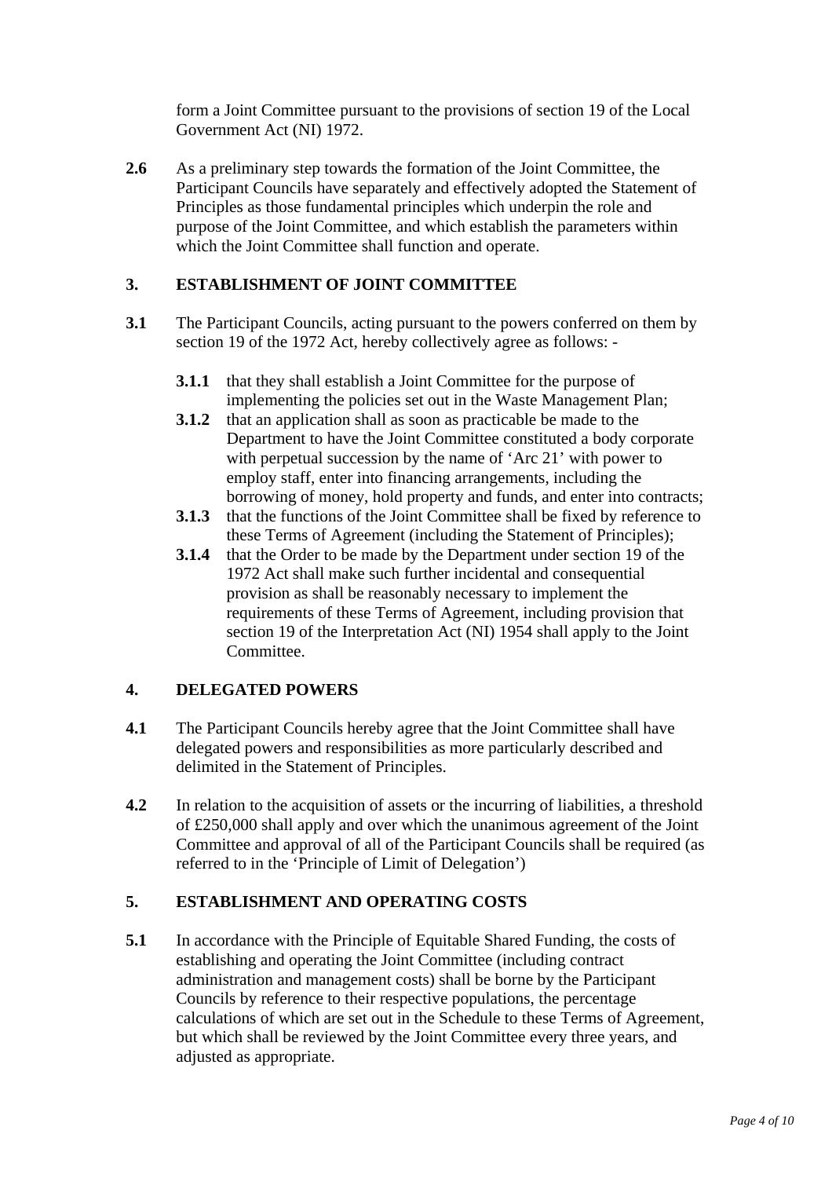form a Joint Committee pursuant to the provisions of section 19 of the Local Government Act (NI) 1972.

**2.6** As a preliminary step towards the formation of the Joint Committee, the Participant Councils have separately and effectively adopted the Statement of Principles as those fundamental principles which underpin the role and purpose of the Joint Committee, and which establish the parameters within which the Joint Committee shall function and operate.

## 3. ESTABLISHMENT OF JOINT COMMITTEE

**3.1** The Participant Councils, acting pursuant to the powers conferred on them by section 19 of the 1972 Act, hereby collectively agree as follows: -

- **3.1.1** that they shall establish a Joint Committee for the purpose of implementing the policies set out in the Waste Management Plan;
- **3.1.2** that an application shall as soon as practicable be made to the Department to have the Joint Committee constituted a body corporate with perpetual succession by the name of 'Arc 21' with power to employ staff, enter into financing arrangements, including the borrowing of money, hold property and funds, and enter into contracts;
- **3.1.3** that the functions of the Joint Committee shall be fixed by reference to these Terms of Agreement (including the Statement of Principles);
- **3.1.4** that the Order to be made by the Department under section 19 of the 1972 Act shall make such further incidental and consequential provision as shall be reasonably necessary to implement the requirements of these Terms of Agreement, including provision that section 19 of the Interpretation Act (NI) 1954 shall apply to the Joint Committee.

## 4. DELEGATED POWERS

**4.1** The Participant Councils hereby agree that the Joint Committee shall have delegated powers and responsibilities as more particularly described and delimited in the Statement of Principles.

**4.2** In relation to the acquisition of assets or the incurring of liabilities, a threshold of £250,000 shall apply and over which the unanimous agreement of the Joint Committee and approval of all of the Participant Councils shall be required (as referred to in the 'Principle of Limit of Delegation')

## 5. ESTABLISHMENT AND OPERATING COSTS

**5.1** In accordance with the Principle of Equitable Shared Funding, the costs of establishing and operating the Joint Committee (including contract administration and management costs) shall be borne by the Participant Councils by reference to their respective populations, the percentage calculations of which are set out in the Schedule to these Terms of Agreement, but which shall be reviewed by the Joint Committee every three years, and adjusted as appropriate.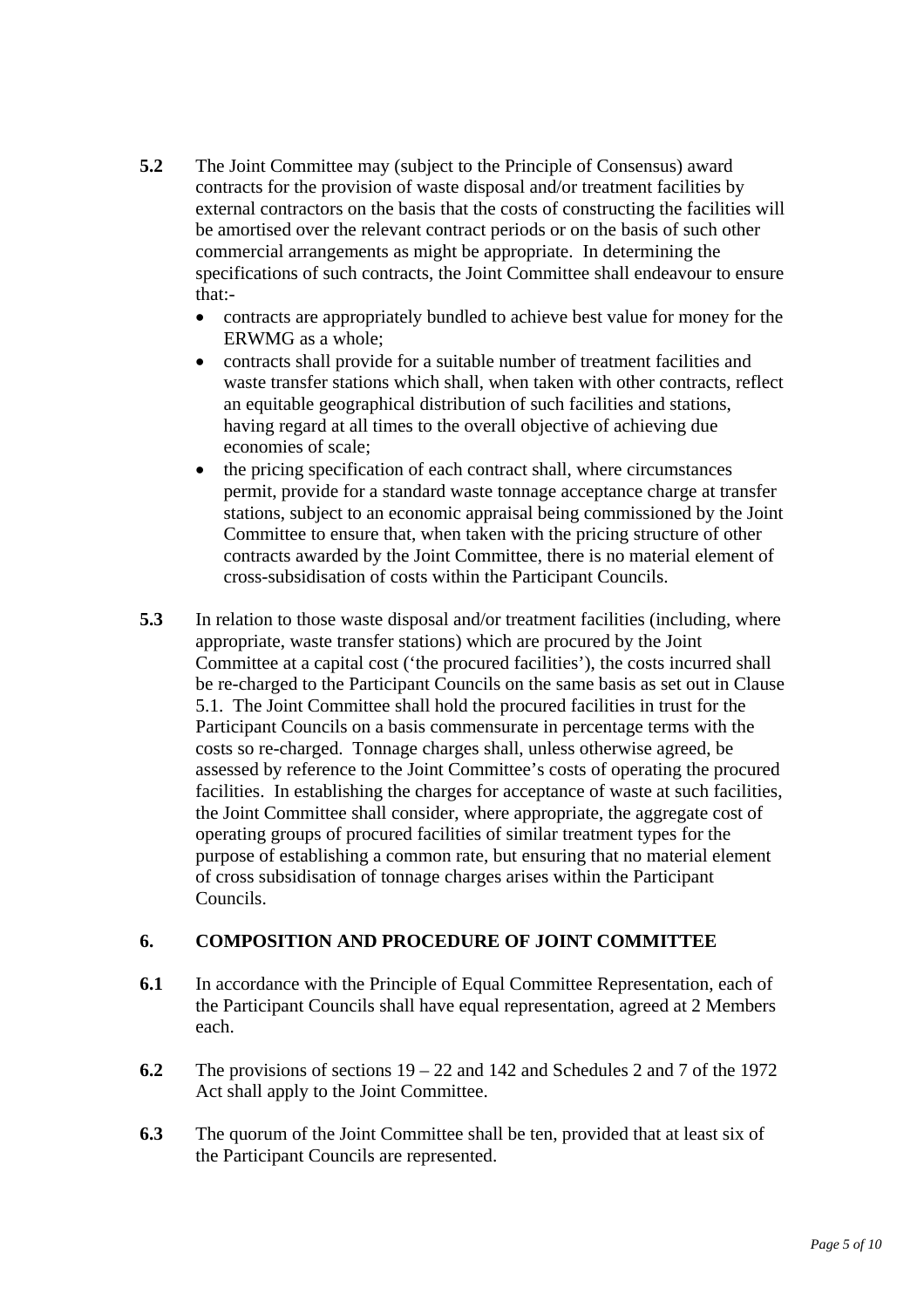**5.2** The Joint Committee may (subject to the Principle of Consensus) award contracts for the provision of waste disposal and/or treatment facilities by external contractors on the basis that the costs of constructing the facilities will be amortised over the relevant contract periods or on the basis of such other commercial arrangements as might be appropriate. In determining the specifications of such contracts, the Joint Committee shall endeavour to ensure that:-

- contracts are appropriately bundled to achieve best value for money for the ERWMG as a whole;
- contracts shall provide for a suitable number of treatment facilities and waste transfer stations which shall, when taken with other contracts, reflect an equitable geographical distribution of such facilities and stations, having regard at all times to the overall objective of achieving due economies of scale;
- the pricing specification of each contract shall, where circumstances permit, provide for a standard waste tonnage acceptance charge at transfer stations, subject to an economic appraisal being commissioned by the Joint Committee to ensure that, when taken with the pricing structure of other contracts awarded by the Joint Committee, there is no material element of cross-subsidisation of costs within the Participant Councils.

**5.3** In relation to those waste disposal and/or treatment facilities (including, where appropriate, waste transfer stations) which are procured by the Joint Committee at a capital cost ('the procured facilities'), the costs incurred shall be re-charged to the Participant Councils on the same basis as set out in Clause 5.1. The Joint Committee shall hold the procured facilities in trust for the Participant Councils on a basis commensurate in percentage terms with the costs so re-charged. Tonnage charges shall, unless otherwise agreed, be assessed by reference to the Joint Committee's costs of operating the procured facilities. In establishing the charges for acceptance of waste at such facilities, the Joint Committee shall consider, where appropriate, the aggregate cost of operating groups of procured facilities of similar treatment types for the purpose of establishing a common rate, but ensuring that no material element of cross subsidisation of tonnage charges arises within the Participant Councils.

## 6. COMPOSITION AND PROCEDURE OF JOINT COMMITTEE

**6.1** In accordance with the Principle of Equal Committee Representation, each of the Participant Councils shall have equal representation, agreed at 2 Members each.

**6.2** The provisions of sections 19 – 22 and 142 and Schedules 2 and 7 of the 1972 Act shall apply to the Joint Committee.

**6.3** The quorum of the Joint Committee shall be ten, provided that at least six of the Participant Councils are represented.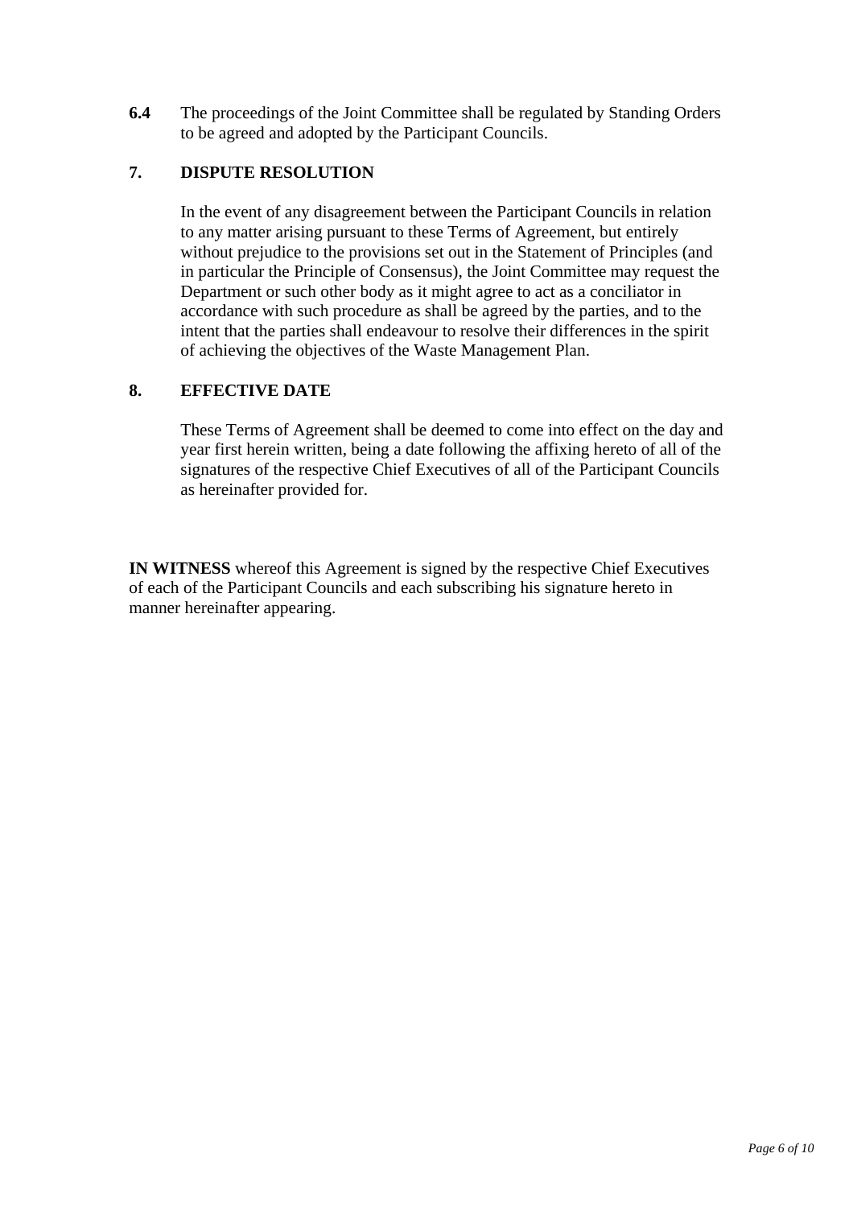**6.4** The proceedings of the Joint Committee shall be regulated by Standing Orders to be agreed and adopted by the Participant Councils.

## 7. DISPUTE RESOLUTION

In the event of any disagreement between the Participant Councils in relation to any matter arising pursuant to these Terms of Agreement, but entirely without prejudice to the provisions set out in the Statement of Principles (and in particular the Principle of Consensus), the Joint Committee may request the Department or such other body as it might agree to act as a conciliator in accordance with such procedure as shall be agreed by the parties, and to the intent that the parties shall endeavour to resolve their differences in the spirit of achieving the objectives of the Waste Management Plan.

## 8. EFFECTIVE DATE

These Terms of Agreement shall be deemed to come into effect on the day and year first herein written, being a date following the affixing hereto of all of the signatures of the respective Chief Executives of all of the Participant Councils as hereinafter provided for.

**IN WITNESS** whereof this Agreement is signed by the respective Chief Executives of each of the Participant Councils and each subscribing his signature hereto in manner hereinafter appearing.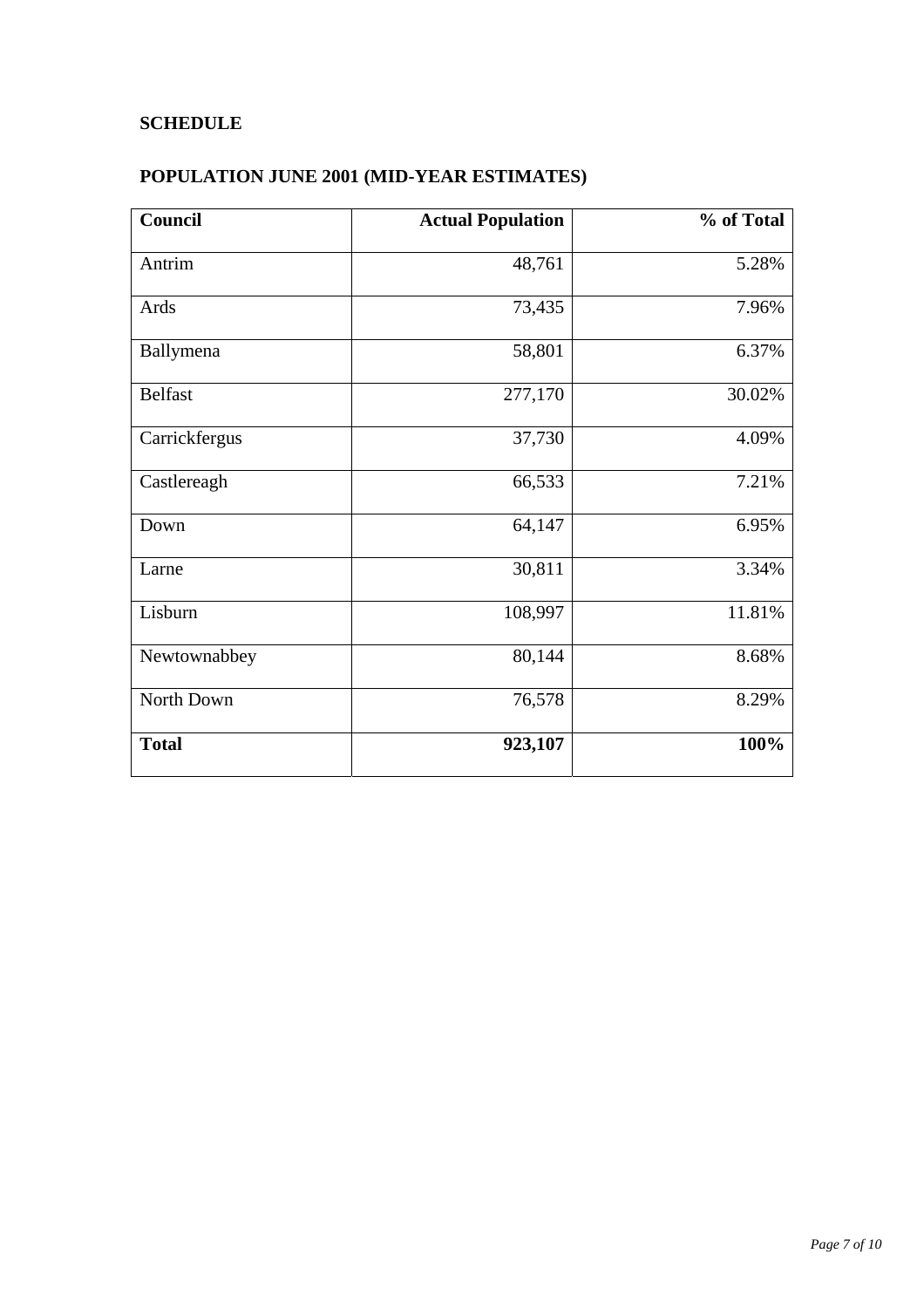**SCHEDULE**

**POPULATION JUNE 2001 (MID-YEAR ESTIMATES)**

| Council | Actual Population | % of Total |
|---|---:|---:|
| Antrim | 48,761 | 5.28% |
| Ards | 73,435 | 7.96% |
| Ballymena | 58,801 | 6.37% |
| Belfast | 277,170 | 30.02% |
| Carrickfergus | 37,730 | 4.09% |
| Castlereagh | 66,533 | 7.21% |
| Down | 64,147 | 6.95% |
| Larne | 30,811 | 3.34% |
| Lisburn | 108,997 | 11.81% |
| Newtownabbey | 80,144 | 8.68% |
| North Down | 76,578 | 8.29% |
| **Total** | **923,107** | **100%** |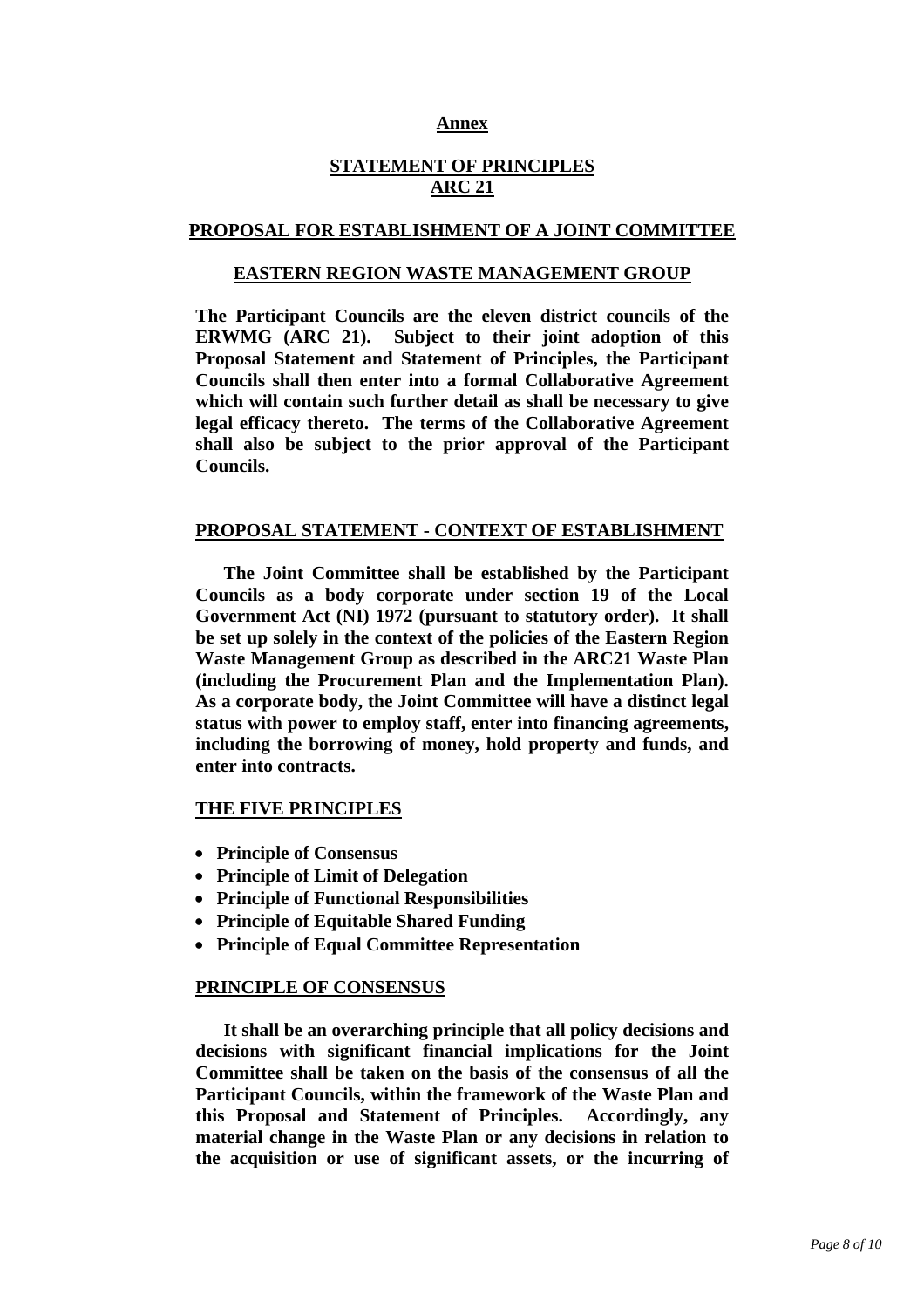## Annex

## STATEMENT OF PRINCIPLES ARC 21

## PROPOSAL FOR ESTABLISHMENT OF A JOINT COMMITTEE

## EASTERN REGION WASTE MANAGEMENT GROUP

**The Participant Councils are the eleven district councils of the ERWMG (ARC 21). Subject to their joint adoption of this Proposal Statement and Statement of Principles, the Participant Councils shall then enter into a formal Collaborative Agreement which will contain such further detail as shall be necessary to give legal efficacy thereto. The terms of the Collaborative Agreement shall also be subject to the prior approval of the Participant Councils.**

### PROPOSAL STATEMENT - CONTEXT OF ESTABLISHMENT

**The Joint Committee shall be established by the Participant Councils as a body corporate under section 19 of the Local Government Act (NI) 1972 (pursuant to statutory order). It shall be set up solely in the context of the policies of the Eastern Region Waste Management Group as described in the ARC21 Waste Plan (including the Procurement Plan and the Implementation Plan). As a corporate body, the Joint Committee will have a distinct legal status with power to employ staff, enter into financing agreements, including the borrowing of money, hold property and funds, and enter into contracts.**

### THE FIVE PRINCIPLES

- **Principle of Consensus**
- **Principle of Limit of Delegation**
- **Principle of Functional Responsibilities**
- **Principle of Equitable Shared Funding**
- **Principle of Equal Committee Representation**

### PRINCIPLE OF CONSENSUS

**It shall be an overarching principle that all policy decisions and decisions with significant financial implications for the Joint Committee shall be taken on the basis of the consensus of all the Participant Councils, within the framework of the Waste Plan and this Proposal and Statement of Principles. Accordingly, any material change in the Waste Plan or any decisions in relation to the acquisition or use of significant assets, or the incurring of**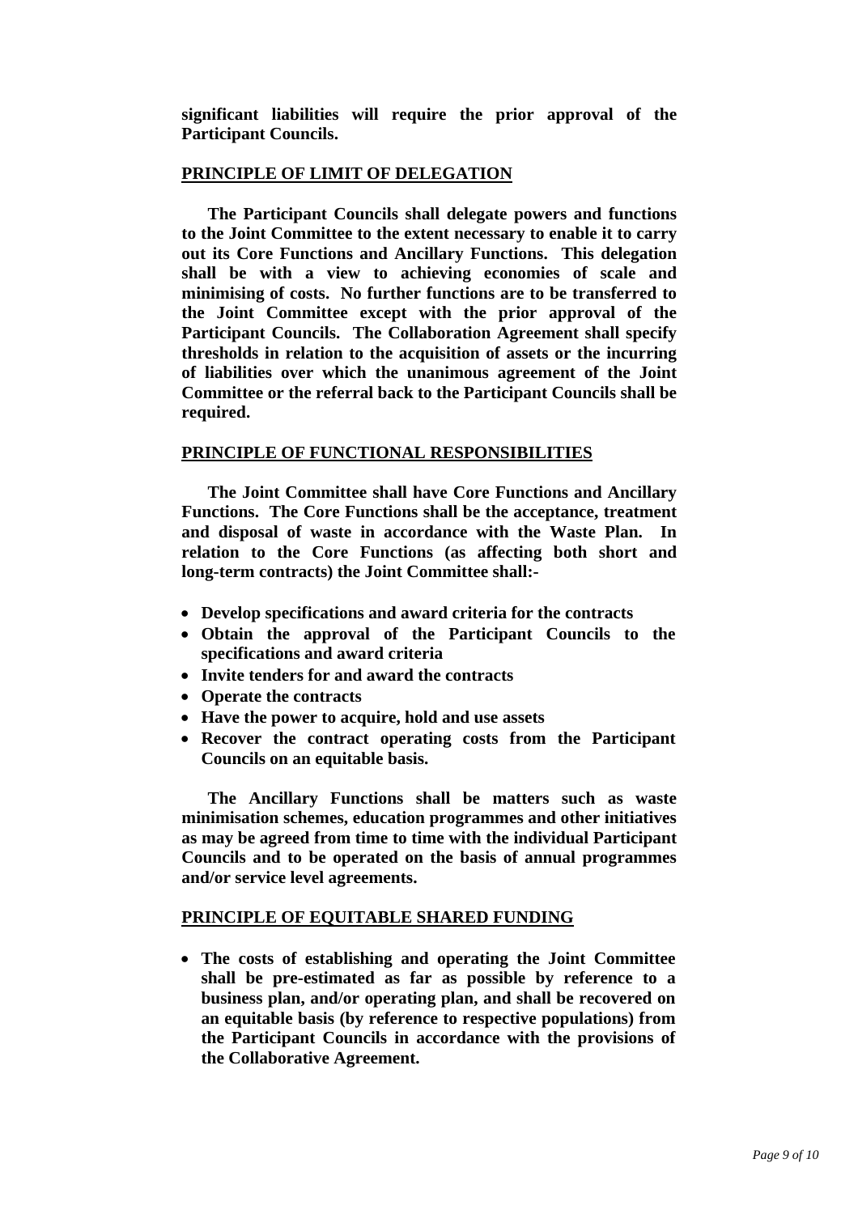**significant liabilities will require the prior approval of the Participant Councils.**

## PRINCIPLE OF LIMIT OF DELEGATION

**The Participant Councils shall delegate powers and functions to the Joint Committee to the extent necessary to enable it to carry out its Core Functions and Ancillary Functions. This delegation shall be with a view to achieving economies of scale and minimising of costs. No further functions are to be transferred to the Joint Committee except with the prior approval of the Participant Councils. The Collaboration Agreement shall specify thresholds in relation to the acquisition of assets or the incurring of liabilities over which the unanimous agreement of the Joint Committee or the referral back to the Participant Councils shall be required.**

## PRINCIPLE OF FUNCTIONAL RESPONSIBILITIES

**The Joint Committee shall have Core Functions and Ancillary Functions. The Core Functions shall be the acceptance, treatment and disposal of waste in accordance with the Waste Plan. In relation to the Core Functions (as affecting both short and long-term contracts) the Joint Committee shall:-**

- **Develop specifications and award criteria for the contracts**
- **Obtain the approval of the Participant Councils to the specifications and award criteria**
- **Invite tenders for and award the contracts**
- **Operate the contracts**
- **Have the power to acquire, hold and use assets**
- **Recover the contract operating costs from the Participant Councils on an equitable basis.**

**The Ancillary Functions shall be matters such as waste minimisation schemes, education programmes and other initiatives as may be agreed from time to time with the individual Participant Councils and to be operated on the basis of annual programmes and/or service level agreements.**

## PRINCIPLE OF EQUITABLE SHARED FUNDING

- **The costs of establishing and operating the Joint Committee shall be pre-estimated as far as possible by reference to a business plan, and/or operating plan, and shall be recovered on an equitable basis (by reference to respective populations) from the Participant Councils in accordance with the provisions of the Collaborative Agreement.**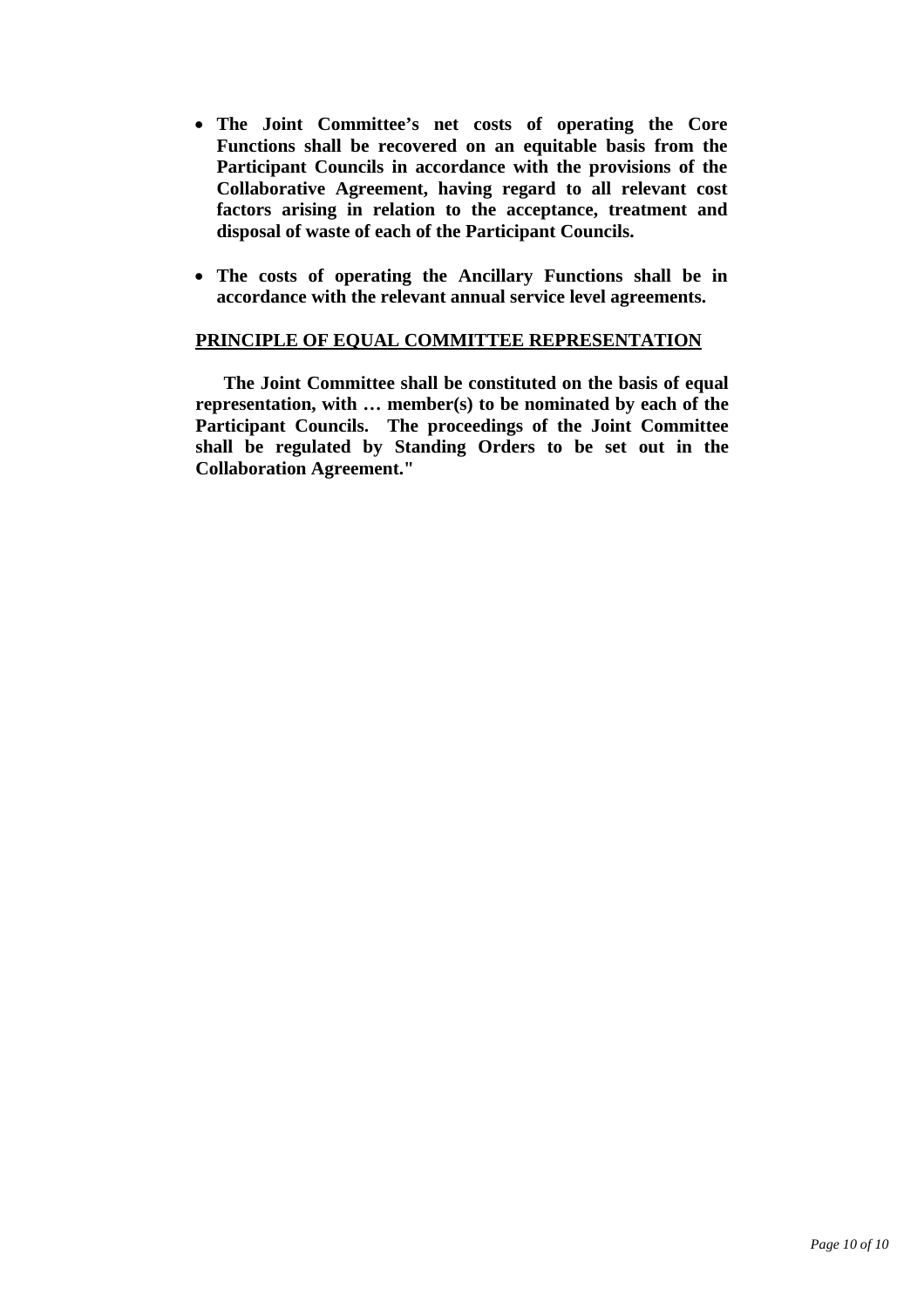- **The Joint Committee's net costs of operating the Core Functions shall be recovered on an equitable basis from the Participant Councils in accordance with the provisions of the Collaborative Agreement, having regard to all relevant cost factors arising in relation to the acceptance, treatment and disposal of waste of each of the Participant Councils.**

- **The costs of operating the Ancillary Functions shall be in accordance with the relevant annual service level agreements.**

**PRINCIPLE OF EQUAL COMMITTEE REPRESENTATION**

**The Joint Committee shall be constituted on the basis of equal representation, with … member(s) to be nominated by each of the Participant Councils. The proceedings of the Joint Committee shall be regulated by Standing Orders to be set out in the Collaboration Agreement."**